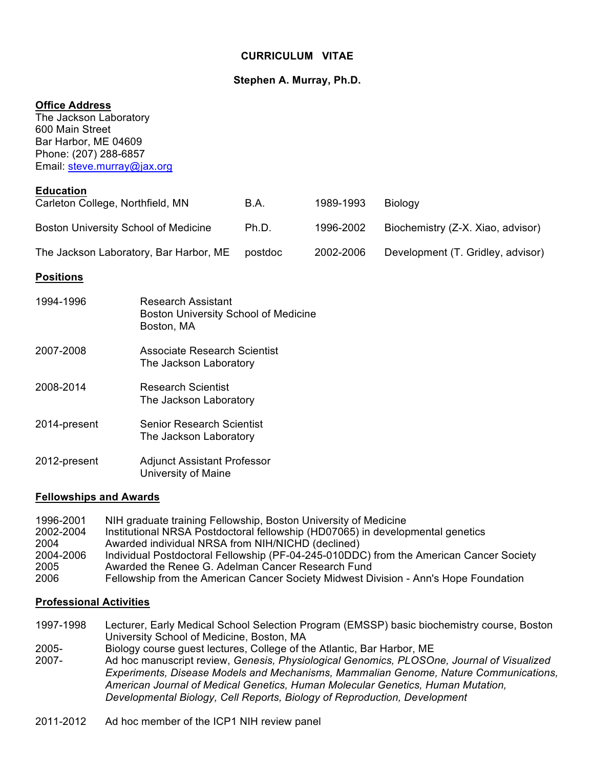# CURRICULUM VITAE

## Stephen A. Murray, Ph.D.

### Office Address

The Jackson Laboratory
600 Main Street
Bar Harbor, ME 04609
Phone: (207) 288-6857
Email: steve.murray@jax.org

### Education

| | | | |
|---|---|---|---|
| Carleton College, Northfield, MN | B.A. | 1989-1993 | Biology |
| Boston University School of Medicine | Ph.D. | 1996-2002 | Biochemistry (Z-X. Xiao, advisor) |
| The Jackson Laboratory, Bar Harbor, ME | postdoc | 2002-2006 | Development (T. Gridley, advisor) |

### Positions

| | |
|---|---|
| 1994-1996 | Research Assistant<br>Boston University School of Medicine<br>Boston, MA |
| 2007-2008 | Associate Research Scientist<br>The Jackson Laboratory |
| 2008-2014 | Research Scientist<br>The Jackson Laboratory |
| 2014-present | Senior Research Scientist<br>The Jackson Laboratory |
| 2012-present | Adjunct Assistant Professor<br>University of Maine |

### Fellowships and Awards

| | |
|---|---|
| 1996-2001 | NIH graduate training Fellowship, Boston University of Medicine |
| 2002-2004 | Institutional NRSA Postdoctoral fellowship (HD07065) in developmental genetics |
| 2004 | Awarded individual NRSA from NIH/NICHD (declined) |
| 2004-2006 | Individual Postdoctoral Fellowship (PF-04-245-010DDC) from the American Cancer Society |
| 2005 | Awarded the Renee G. Adelman Cancer Research Fund |
| 2006 | Fellowship from the American Cancer Society Midwest Division - Ann's Hope Foundation |

### Professional Activities

| | |
|---|---|
| 1997-1998 | Lecturer, Early Medical School Selection Program (EMSSP) basic biochemistry course, Boston University School of Medicine, Boston, MA |
| 2005- | Biology course guest lectures, College of the Atlantic, Bar Harbor, ME |
| 2007- | Ad hoc manuscript review, *Genesis, Physiological Genomics, PLOSOne, Journal of Visualized Experiments, Disease Models and Mechanisms, Mammalian Genome, Nature Communications, American Journal of Medical Genetics, Human Molecular Genetics, Human Mutation, Developmental Biology, Cell Reports, Biology of Reproduction, Development* |
| 2011-2012 | Ad hoc member of the ICP1 NIH review panel |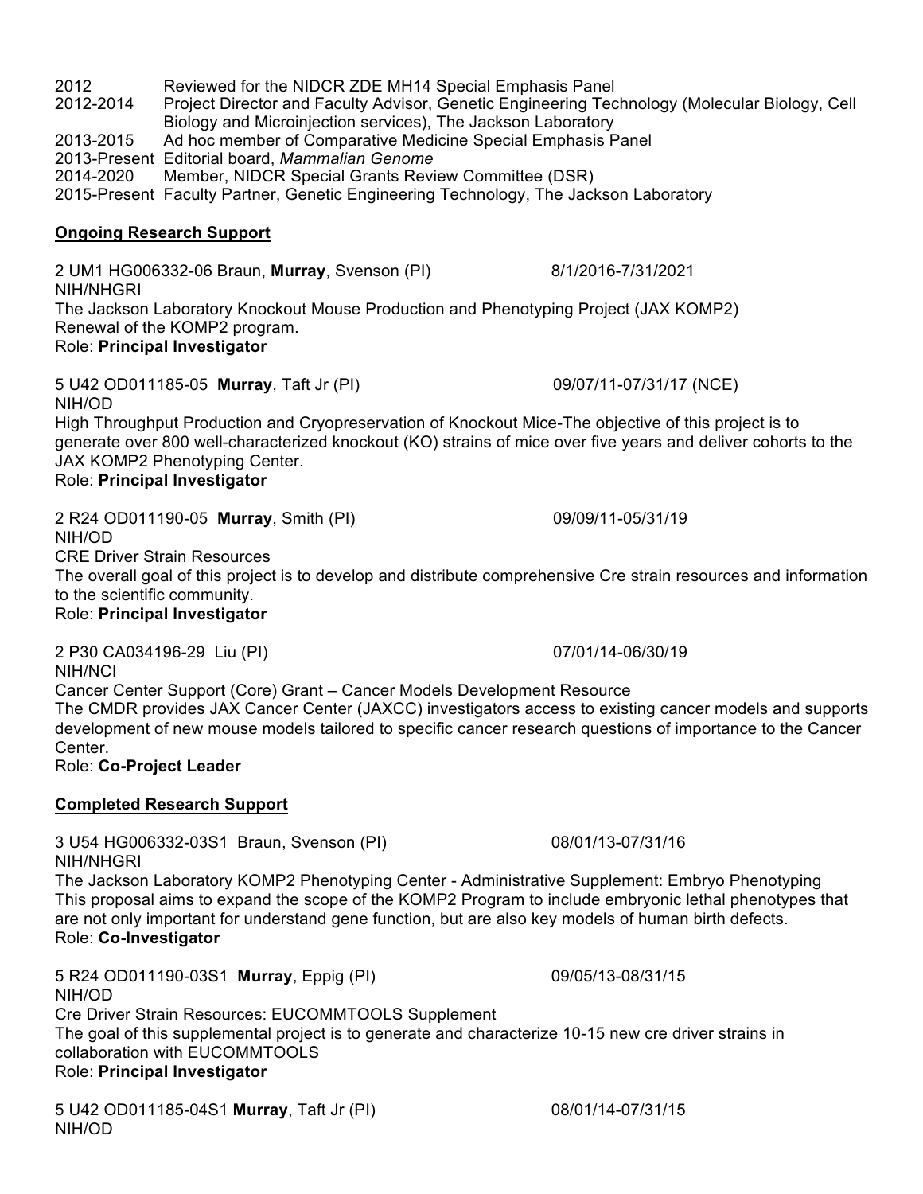2012 Reviewed for the NIDCR ZDE MH14 Special Emphasis Panel
2012-2014 Project Director and Faculty Advisor, Genetic Engineering Technology (Molecular Biology, Cell Biology and Microinjection services), The Jackson Laboratory
2013-2015 Ad hoc member of Comparative Medicine Special Emphasis Panel
2013-Present Editorial board, *Mammalian Genome*
2014-2020 Member, NIDCR Special Grants Review Committee (DSR)
2015-Present Faculty Partner, Genetic Engineering Technology, The Jackson Laboratory

**Ongoing Research Support**

2 UM1 HG006332-06 Braun, **Murray**, Svenson (PI) 8/1/2016-7/31/2021
NIH/NHGRI
The Jackson Laboratory Knockout Mouse Production and Phenotyping Project (JAX KOMP2)
Renewal of the KOMP2 program.
Role: **Principal Investigator**

5 U42 OD011185-05 **Murray**, Taft Jr (PI) 09/07/11-07/31/17 (NCE)
NIH/OD
High Throughput Production and Cryopreservation of Knockout Mice-The objective of this project is to generate over 800 well-characterized knockout (KO) strains of mice over five years and deliver cohorts to the JAX KOMP2 Phenotyping Center.
Role: **Principal Investigator**

2 R24 OD011190-05 **Murray**, Smith (PI) 09/09/11-05/31/19
NIH/OD
CRE Driver Strain Resources
The overall goal of this project is to develop and distribute comprehensive Cre strain resources and information to the scientific community.
Role: **Principal Investigator**

2 P30 CA034196-29 Liu (PI) 07/01/14-06/30/19
NIH/NCI
Cancer Center Support (Core) Grant – Cancer Models Development Resource
The CMDR provides JAX Cancer Center (JAXCC) investigators access to existing cancer models and supports development of new mouse models tailored to specific cancer research questions of importance to the Cancer Center.
Role: **Co-Project Leader**

**Completed Research Support**

3 U54 HG006332-03S1 Braun, Svenson (PI) 08/01/13-07/31/16
NIH/NHGRI
The Jackson Laboratory KOMP2 Phenotyping Center - Administrative Supplement: Embryo Phenotyping
This proposal aims to expand the scope of the KOMP2 Program to include embryonic lethal phenotypes that are not only important for understand gene function, but are also key models of human birth defects.
Role: **Co-Investigator**

5 R24 OD011190-03S1 **Murray**, Eppig (PI) 09/05/13-08/31/15
NIH/OD
Cre Driver Strain Resources: EUCOMMTOOLS Supplement
The goal of this supplemental project is to generate and characterize 10-15 new cre driver strains in collaboration with EUCOMMTOOLS
Role: **Principal Investigator**

5 U42 OD011185-04S1 **Murray**, Taft Jr (PI) 08/01/14-07/31/15
NIH/OD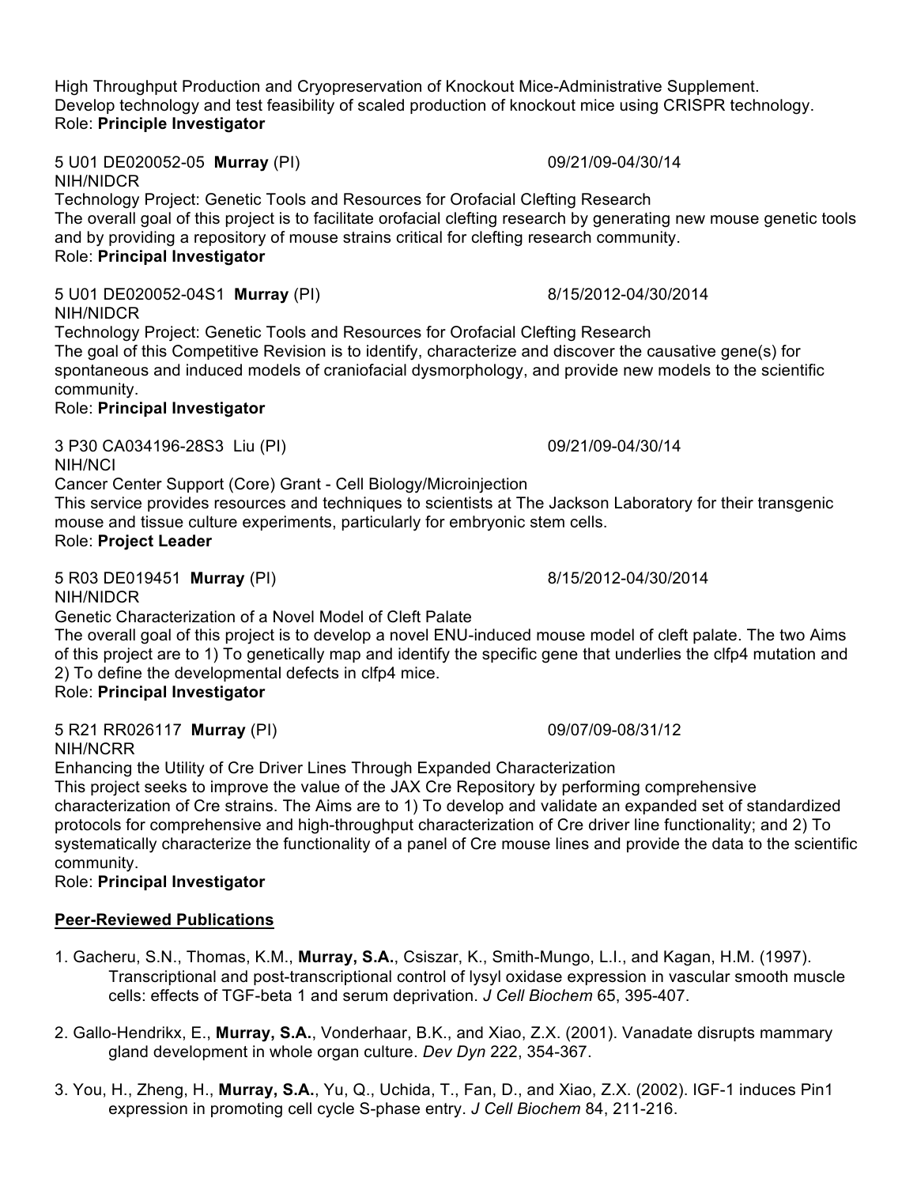High Throughput Production and Cryopreservation of Knockout Mice-Administrative Supplement.
Develop technology and test feasibility of scaled production of knockout mice using CRISPR technology.
Role: **Principle Investigator**

5 U01 DE020052-05 **Murray** (PI) 09/21/09-04/30/14
NIH/NIDCR
Technology Project: Genetic Tools and Resources for Orofacial Clefting Research
The overall goal of this project is to facilitate orofacial clefting research by generating new mouse genetic tools and by providing a repository of mouse strains critical for clefting research community.
Role: **Principal Investigator**

5 U01 DE020052-04S1 **Murray** (PI) 8/15/2012-04/30/2014
NIH/NIDCR
Technology Project: Genetic Tools and Resources for Orofacial Clefting Research
The goal of this Competitive Revision is to identify, characterize and discover the causative gene(s) for spontaneous and induced models of craniofacial dysmorphology, and provide new models to the scientific community.
Role: **Principal Investigator**

3 P30 CA034196-28S3 Liu (PI) 09/21/09-04/30/14
NIH/NCI
Cancer Center Support (Core) Grant - Cell Biology/Microinjection
This service provides resources and techniques to scientists at The Jackson Laboratory for their transgenic mouse and tissue culture experiments, particularly for embryonic stem cells.
Role: **Project Leader**

5 R03 DE019451 **Murray** (PI) 8/15/2012-04/30/2014
NIH/NIDCR
Genetic Characterization of a Novel Model of Cleft Palate
The overall goal of this project is to develop a novel ENU-induced mouse model of cleft palate. The two Aims of this project are to 1) To genetically map and identify the specific gene that underlies the clfp4 mutation and 2) To define the developmental defects in clfp4 mice.
Role: **Principal Investigator**

5 R21 RR026117 **Murray** (PI) 09/07/09-08/31/12
NIH/NCRR
Enhancing the Utility of Cre Driver Lines Through Expanded Characterization
This project seeks to improve the value of the JAX Cre Repository by performing comprehensive characterization of Cre strains. The Aims are to 1) To develop and validate an expanded set of standardized protocols for comprehensive and high-throughput characterization of Cre driver line functionality; and 2) To systematically characterize the functionality of a panel of Cre mouse lines and provide the data to the scientific community.
Role: **Principal Investigator**

## Peer-Reviewed Publications

1. Gacheru, S.N., Thomas, K.M., **Murray, S.A.**, Csiszar, K., Smith-Mungo, L.I., and Kagan, H.M. (1997). Transcriptional and post-transcriptional control of lysyl oxidase expression in vascular smooth muscle cells: effects of TGF-beta 1 and serum deprivation. *J Cell Biochem* 65, 395-407.

2. Gallo-Hendrikx, E., **Murray, S.A.**, Vonderhaar, B.K., and Xiao, Z.X. (2001). Vanadate disrupts mammary gland development in whole organ culture. *Dev Dyn* 222, 354-367.

3. You, H., Zheng, H., **Murray, S.A.**, Yu, Q., Uchida, T., Fan, D., and Xiao, Z.X. (2002). IGF-1 induces Pin1 expression in promoting cell cycle S-phase entry. *J Cell Biochem* 84, 211-216.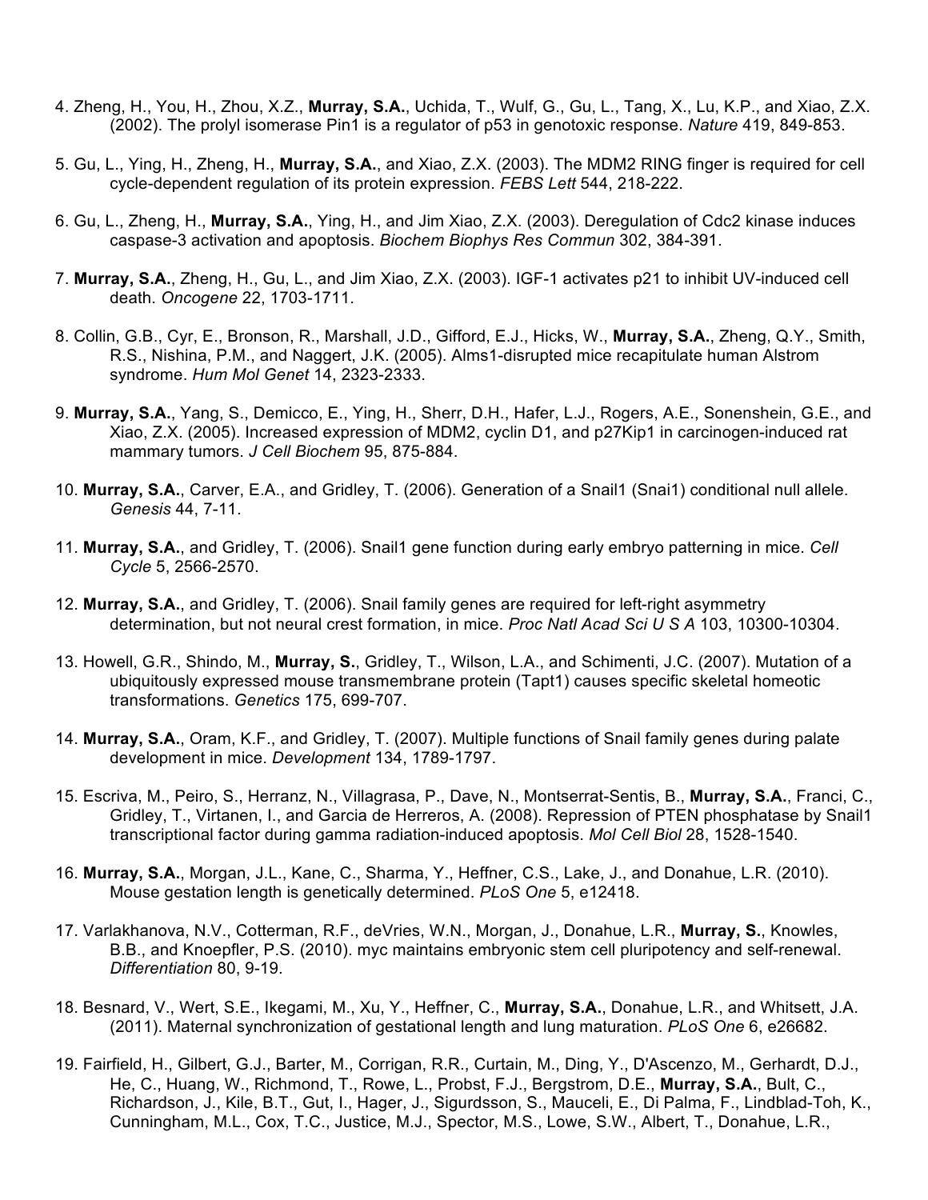4. Zheng, H., You, H., Zhou, X.Z., **Murray, S.A.**, Uchida, T., Wulf, G., Gu, L., Tang, X., Lu, K.P., and Xiao, Z.X. (2002). The prolyl isomerase Pin1 is a regulator of p53 in genotoxic response. *Nature* 419, 849-853.

5. Gu, L., Ying, H., Zheng, H., **Murray, S.A.**, and Xiao, Z.X. (2003). The MDM2 RING finger is required for cell cycle-dependent regulation of its protein expression. *FEBS Lett* 544, 218-222.

6. Gu, L., Zheng, H., **Murray, S.A.**, Ying, H., and Jim Xiao, Z.X. (2003). Deregulation of Cdc2 kinase induces caspase-3 activation and apoptosis. *Biochem Biophys Res Commun* 302, 384-391.

7. **Murray, S.A.**, Zheng, H., Gu, L., and Jim Xiao, Z.X. (2003). IGF-1 activates p21 to inhibit UV-induced cell death. *Oncogene* 22, 1703-1711.

8. Collin, G.B., Cyr, E., Bronson, R., Marshall, J.D., Gifford, E.J., Hicks, W., **Murray, S.A.**, Zheng, Q.Y., Smith, R.S., Nishina, P.M., and Naggert, J.K. (2005). Alms1-disrupted mice recapitulate human Alstrom syndrome. *Hum Mol Genet* 14, 2323-2333.

9. **Murray, S.A.**, Yang, S., Demicco, E., Ying, H., Sherr, D.H., Hafer, L.J., Rogers, A.E., Sonenshein, G.E., and Xiao, Z.X. (2005). Increased expression of MDM2, cyclin D1, and p27Kip1 in carcinogen-induced rat mammary tumors. *J Cell Biochem* 95, 875-884.

10. **Murray, S.A.**, Carver, E.A., and Gridley, T. (2006). Generation of a Snail1 (Snai1) conditional null allele. *Genesis* 44, 7-11.

11. **Murray, S.A.**, and Gridley, T. (2006). Snail1 gene function during early embryo patterning in mice. *Cell Cycle* 5, 2566-2570.

12. **Murray, S.A.**, and Gridley, T. (2006). Snail family genes are required for left-right asymmetry determination, but not neural crest formation, in mice. *Proc Natl Acad Sci U S A* 103, 10300-10304.

13. Howell, G.R., Shindo, M., **Murray, S.**, Gridley, T., Wilson, L.A., and Schimenti, J.C. (2007). Mutation of a ubiquitously expressed mouse transmembrane protein (Tapt1) causes specific skeletal homeotic transformations. *Genetics* 175, 699-707.

14. **Murray, S.A.**, Oram, K.F., and Gridley, T. (2007). Multiple functions of Snail family genes during palate development in mice. *Development* 134, 1789-1797.

15. Escriva, M., Peiro, S., Herranz, N., Villagrasa, P., Dave, N., Montserrat-Sentis, B., **Murray, S.A.**, Franci, C., Gridley, T., Virtanen, I., and Garcia de Herreros, A. (2008). Repression of PTEN phosphatase by Snail1 transcriptional factor during gamma radiation-induced apoptosis. *Mol Cell Biol* 28, 1528-1540.

16. **Murray, S.A.**, Morgan, J.L., Kane, C., Sharma, Y., Heffner, C.S., Lake, J., and Donahue, L.R. (2010). Mouse gestation length is genetically determined. *PLoS One* 5, e12418.

17. Varlakhanova, N.V., Cotterman, R.F., deVries, W.N., Morgan, J., Donahue, L.R., **Murray, S.**, Knowles, B.B., and Knoepfler, P.S. (2010). myc maintains embryonic stem cell pluripotency and self-renewal. *Differentiation* 80, 9-19.

18. Besnard, V., Wert, S.E., Ikegami, M., Xu, Y., Heffner, C., **Murray, S.A.**, Donahue, L.R., and Whitsett, J.A. (2011). Maternal synchronization of gestational length and lung maturation. *PLoS One* 6, e26682.

19. Fairfield, H., Gilbert, G.J., Barter, M., Corrigan, R.R., Curtain, M., Ding, Y., D'Ascenzo, M., Gerhardt, D.J., He, C., Huang, W., Richmond, T., Rowe, L., Probst, F.J., Bergstrom, D.E., **Murray, S.A.**, Bult, C., Richardson, J., Kile, B.T., Gut, I., Hager, J., Sigurdsson, S., Mauceli, E., Di Palma, F., Lindblad-Toh, K., Cunningham, M.L., Cox, T.C., Justice, M.J., Spector, M.S., Lowe, S.W., Albert, T., Donahue, L.R.,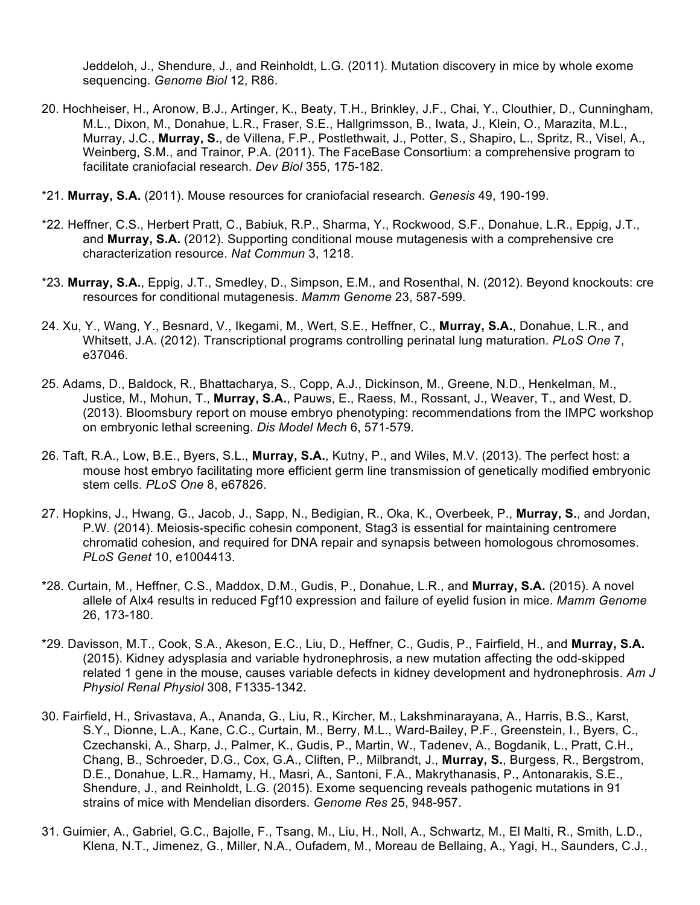Jeddeloh, J., Shendure, J., and Reinholdt, L.G. (2011). Mutation discovery in mice by whole exome sequencing. *Genome Biol* 12, R86.

20. Hochheiser, H., Aronow, B.J., Artinger, K., Beaty, T.H., Brinkley, J.F., Chai, Y., Clouthier, D., Cunningham, M.L., Dixon, M., Donahue, L.R., Fraser, S.E., Hallgrimsson, B., Iwata, J., Klein, O., Marazita, M.L., Murray, J.C., **Murray, S.**, de Villena, F.P., Postlethwait, J., Potter, S., Shapiro, L., Spritz, R., Visel, A., Weinberg, S.M., and Trainor, P.A. (2011). The FaceBase Consortium: a comprehensive program to facilitate craniofacial research. *Dev Biol* 355, 175-182.

*21. **Murray, S.A.** (2011). Mouse resources for craniofacial research. *Genesis* 49, 190-199.

*22. Heffner, C.S., Herbert Pratt, C., Babiuk, R.P., Sharma, Y., Rockwood, S.F., Donahue, L.R., Eppig, J.T., and **Murray, S.A.** (2012). Supporting conditional mouse mutagenesis with a comprehensive cre characterization resource. *Nat Commun* 3, 1218.

*23. **Murray, S.A.**, Eppig, J.T., Smedley, D., Simpson, E.M., and Rosenthal, N. (2012). Beyond knockouts: cre resources for conditional mutagenesis. *Mamm Genome* 23, 587-599.

24. Xu, Y., Wang, Y., Besnard, V., Ikegami, M., Wert, S.E., Heffner, C., **Murray, S.A.**, Donahue, L.R., and Whitsett, J.A. (2012). Transcriptional programs controlling perinatal lung maturation. *PLoS One* 7, e37046.

25. Adams, D., Baldock, R., Bhattacharya, S., Copp, A.J., Dickinson, M., Greene, N.D., Henkelman, M., Justice, M., Mohun, T., **Murray, S.A.**, Pauws, E., Raess, M., Rossant, J., Weaver, T., and West, D. (2013). Bloomsbury report on mouse embryo phenotyping: recommendations from the IMPC workshop on embryonic lethal screening. *Dis Model Mech* 6, 571-579.

26. Taft, R.A., Low, B.E., Byers, S.L., **Murray, S.A.**, Kutny, P., and Wiles, M.V. (2013). The perfect host: a mouse host embryo facilitating more efficient germ line transmission of genetically modified embryonic stem cells. *PLoS One* 8, e67826.

27. Hopkins, J., Hwang, G., Jacob, J., Sapp, N., Bedigian, R., Oka, K., Overbeek, P., **Murray, S.**, and Jordan, P.W. (2014). Meiosis-specific cohesin component, Stag3 is essential for maintaining centromere chromatid cohesion, and required for DNA repair and synapsis between homologous chromosomes. *PLoS Genet* 10, e1004413.

*28. Curtain, M., Heffner, C.S., Maddox, D.M., Gudis, P., Donahue, L.R., and **Murray, S.A.** (2015). A novel allele of Alx4 results in reduced Fgf10 expression and failure of eyelid fusion in mice. *Mamm Genome* 26, 173-180.

*29. Davisson, M.T., Cook, S.A., Akeson, E.C., Liu, D., Heffner, C., Gudis, P., Fairfield, H., and **Murray, S.A.** (2015). Kidney adysplasia and variable hydronephrosis, a new mutation affecting the odd-skipped related 1 gene in the mouse, causes variable defects in kidney development and hydronephrosis. *Am J Physiol Renal Physiol* 308, F1335-1342.

30. Fairfield, H., Srivastava, A., Ananda, G., Liu, R., Kircher, M., Lakshminarayana, A., Harris, B.S., Karst, S.Y., Dionne, L.A., Kane, C.C., Curtain, M., Berry, M.L., Ward-Bailey, P.F., Greenstein, I., Byers, C., Czechanski, A., Sharp, J., Palmer, K., Gudis, P., Martin, W., Tadenev, A., Bogdanik, L., Pratt, C.H., Chang, B., Schroeder, D.G., Cox, G.A., Cliften, P., Milbrandt, J., **Murray, S.**, Burgess, R., Bergstrom, D.E., Donahue, L.R., Hamamy, H., Masri, A., Santoni, F.A., Makrythanasis, P., Antonarakis, S.E., Shendure, J., and Reinholdt, L.G. (2015). Exome sequencing reveals pathogenic mutations in 91 strains of mice with Mendelian disorders. *Genome Res* 25, 948-957.

31. Guimier, A., Gabriel, G.C., Bajolle, F., Tsang, M., Liu, H., Noll, A., Schwartz, M., El Malti, R., Smith, L.D., Klena, N.T., Jimenez, G., Miller, N.A., Oufadem, M., Moreau de Bellaing, A., Yagi, H., Saunders, C.J.,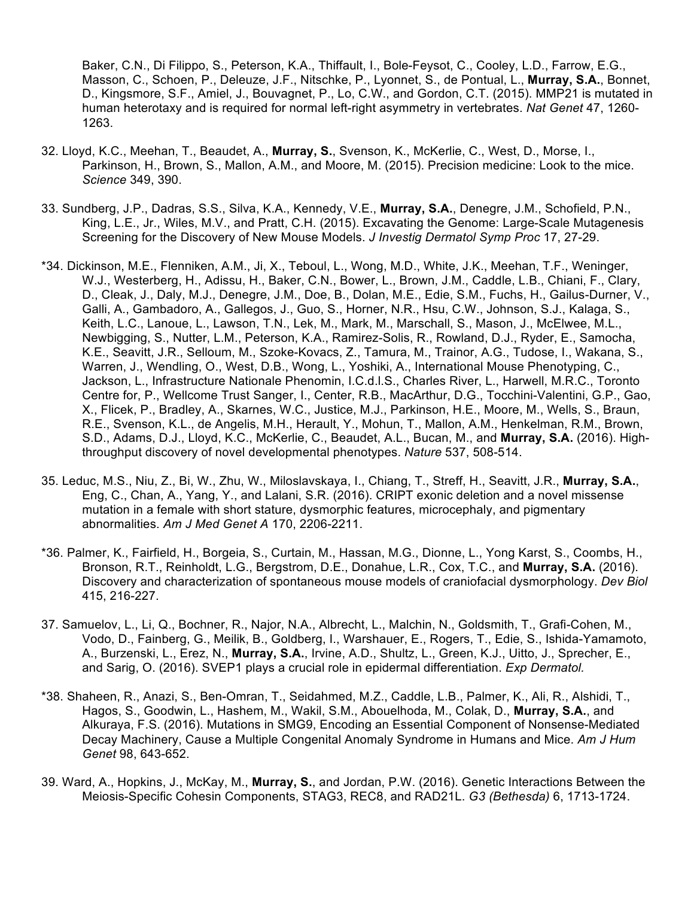Baker, C.N., Di Filippo, S., Peterson, K.A., Thiffault, I., Bole-Feysot, C., Cooley, L.D., Farrow, E.G., Masson, C., Schoen, P., Deleuze, J.F., Nitschke, P., Lyonnet, S., de Pontual, L., **Murray, S.A.**, Bonnet, D., Kingsmore, S.F., Amiel, J., Bouvagnet, P., Lo, C.W., and Gordon, C.T. (2015). MMP21 is mutated in human heterotaxy and is required for normal left-right asymmetry in vertebrates. *Nat Genet* 47, 1260-1263.

32. Lloyd, K.C., Meehan, T., Beaudet, A., **Murray, S.**, Svenson, K., McKerlie, C., West, D., Morse, I., Parkinson, H., Brown, S., Mallon, A.M., and Moore, M. (2015). Precision medicine: Look to the mice. *Science* 349, 390.

33. Sundberg, J.P., Dadras, S.S., Silva, K.A., Kennedy, V.E., **Murray, S.A.**, Denegre, J.M., Schofield, P.N., King, L.E., Jr., Wiles, M.V., and Pratt, C.H. (2015). Excavating the Genome: Large-Scale Mutagenesis Screening for the Discovery of New Mouse Models. *J Investig Dermatol Symp Proc* 17, 27-29.

*34. Dickinson, M.E., Flenniken, A.M., Ji, X., Teboul, L., Wong, M.D., White, J.K., Meehan, T.F., Weninger, W.J., Westerberg, H., Adissu, H., Baker, C.N., Bower, L., Brown, J.M., Caddle, L.B., Chiani, F., Clary, D., Cleak, J., Daly, M.J., Denegre, J.M., Doe, B., Dolan, M.E., Edie, S.M., Fuchs, H., Gailus-Durner, V., Galli, A., Gambadoro, A., Gallegos, J., Guo, S., Horner, N.R., Hsu, C.W., Johnson, S.J., Kalaga, S., Keith, L.C., Lanoue, L., Lawson, T.N., Lek, M., Mark, M., Marschall, S., Mason, J., McElwee, M.L., Newbigging, S., Nutter, L.M., Peterson, K.A., Ramirez-Solis, R., Rowland, D.J., Ryder, E., Samocha, K.E., Seavitt, J.R., Selloum, M., Szoke-Kovacs, Z., Tamura, M., Trainor, A.G., Tudose, I., Wakana, S., Warren, J., Wendling, O., West, D.B., Wong, L., Yoshiki, A., International Mouse Phenotyping, C., Jackson, L., Infrastructure Nationale Phenomin, I.C.d.l.S., Charles River, L., Harwell, M.R.C., Toronto Centre for, P., Wellcome Trust Sanger, I., Center, R.B., MacArthur, D.G., Tocchini-Valentini, G.P., Gao, X., Flicek, P., Bradley, A., Skarnes, W.C., Justice, M.J., Parkinson, H.E., Moore, M., Wells, S., Braun, R.E., Svenson, K.L., de Angelis, M.H., Herault, Y., Mohun, T., Mallon, A.M., Henkelman, R.M., Brown, S.D., Adams, D.J., Lloyd, K.C., McKerlie, C., Beaudet, A.L., Bucan, M., and **Murray, S.A.** (2016). High-throughput discovery of novel developmental phenotypes. *Nature* 537, 508-514.

35. Leduc, M.S., Niu, Z., Bi, W., Zhu, W., Miloslavskaya, I., Chiang, T., Streff, H., Seavitt, J.R., **Murray, S.A.**, Eng, C., Chan, A., Yang, Y., and Lalani, S.R. (2016). CRIPT exonic deletion and a novel missense mutation in a female with short stature, dysmorphic features, microcephaly, and pigmentary abnormalities. *Am J Med Genet A* 170, 2206-2211.

*36. Palmer, K., Fairfield, H., Borgeia, S., Curtain, M., Hassan, M.G., Dionne, L., Yong Karst, S., Coombs, H., Bronson, R.T., Reinholdt, L.G., Bergstrom, D.E., Donahue, L.R., Cox, T.C., and **Murray, S.A.** (2016). Discovery and characterization of spontaneous mouse models of craniofacial dysmorphology. *Dev Biol* 415, 216-227.

37. Samuelov, L., Li, Q., Bochner, R., Najor, N.A., Albrecht, L., Malchin, N., Goldsmith, T., Grafi-Cohen, M., Vodo, D., Fainberg, G., Meilik, B., Goldberg, I., Warshauer, E., Rogers, T., Edie, S., Ishida-Yamamoto, A., Burzenski, L., Erez, N., **Murray, S.A.**, Irvine, A.D., Shultz, L., Green, K.J., Uitto, J., Sprecher, E., and Sarig, O. (2016). SVEP1 plays a crucial role in epidermal differentiation. *Exp Dermatol*.

*38. Shaheen, R., Anazi, S., Ben-Omran, T., Seidahmed, M.Z., Caddle, L.B., Palmer, K., Ali, R., Alshidi, T., Hagos, S., Goodwin, L., Hashem, M., Wakil, S.M., Abouelhoda, M., Colak, D., **Murray, S.A.**, and Alkuraya, F.S. (2016). Mutations in SMG9, Encoding an Essential Component of Nonsense-Mediated Decay Machinery, Cause a Multiple Congenital Anomaly Syndrome in Humans and Mice. *Am J Hum Genet* 98, 643-652.

39. Ward, A., Hopkins, J., McKay, M., **Murray, S.**, and Jordan, P.W. (2016). Genetic Interactions Between the Meiosis-Specific Cohesin Components, STAG3, REC8, and RAD21L. *G3 (Bethesda)* 6, 1713-1724.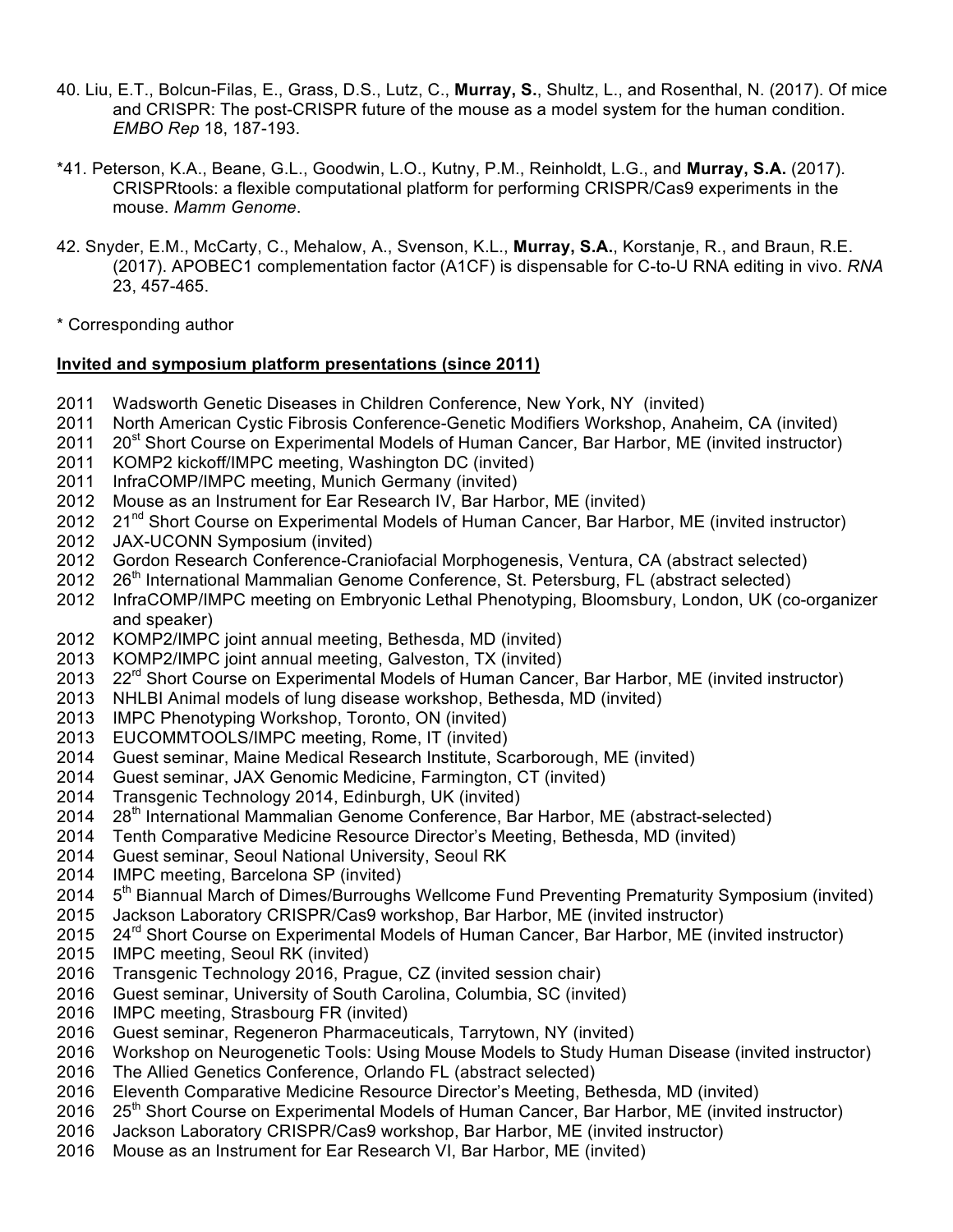40. Liu, E.T., Bolcun-Filas, E., Grass, D.S., Lutz, C., **Murray, S.**, Shultz, L., and Rosenthal, N. (2017). Of mice and CRISPR: The post-CRISPR future of the mouse as a model system for the human condition. *EMBO Rep* 18, 187-193.

*41. Peterson, K.A., Beane, G.L., Goodwin, L.O., Kutny, P.M., Reinholdt, L.G., and **Murray, S.A.** (2017). CRISPRtools: a flexible computational platform for performing CRISPR/Cas9 experiments in the mouse. *Mamm Genome*.

42. Snyder, E.M., McCarty, C., Mehalow, A., Svenson, K.L., **Murray, S.A.**, Korstanje, R., and Braun, R.E. (2017). APOBEC1 complementation factor (A1CF) is dispensable for C-to-U RNA editing in vivo. *RNA* 23, 457-465.

* Corresponding author

**Invited and symposium platform presentations (since 2011)**

- 2011 Wadsworth Genetic Diseases in Children Conference, New York, NY (invited)
- 2011 North American Cystic Fibrosis Conference-Genetic Modifiers Workshop, Anaheim, CA (invited)
- 2011 20th Short Course on Experimental Models of Human Cancer, Bar Harbor, ME (invited instructor)
- 2011 KOMP2 kickoff/IMPC meeting, Washington DC (invited)
- 2011 InfraCOMP/IMPC meeting, Munich Germany (invited)
- 2012 Mouse as an Instrument for Ear Research IV, Bar Harbor, ME (invited)
- 2012 21nd Short Course on Experimental Models of Human Cancer, Bar Harbor, ME (invited instructor)
- 2012 JAX-UCONN Symposium (invited)
- 2012 Gordon Research Conference-Craniofacial Morphogenesis, Ventura, CA (abstract selected)
- 2012 26th International Mammalian Genome Conference, St. Petersburg, FL (abstract selected)
- 2012 InfraCOMP/IMPC meeting on Embryonic Lethal Phenotyping, Bloomsbury, London, UK (co-organizer and speaker)
- 2012 KOMP2/IMPC joint annual meeting, Bethesda, MD (invited)
- 2013 KOMP2/IMPC joint annual meeting, Galveston, TX (invited)
- 2013 22rd Short Course on Experimental Models of Human Cancer, Bar Harbor, ME (invited instructor)
- 2013 NHLBI Animal models of lung disease workshop, Bethesda, MD (invited)
- 2013 IMPC Phenotyping Workshop, Toronto, ON (invited)
- 2013 EUCOMMTOOLS/IMPC meeting, Rome, IT (invited)
- 2014 Guest seminar, Maine Medical Research Institute, Scarborough, ME (invited)
- 2014 Guest seminar, JAX Genomic Medicine, Farmington, CT (invited)
- 2014 Transgenic Technology 2014, Edinburgh, UK (invited)
- 2014 28th International Mammalian Genome Conference, Bar Harbor, ME (abstract-selected)
- 2014 Tenth Comparative Medicine Resource Director's Meeting, Bethesda, MD (invited)
- 2014 Guest seminar, Seoul National University, Seoul RK
- 2014 IMPC meeting, Barcelona SP (invited)
- 2014 5th Biannual March of Dimes/Burroughs Wellcome Fund Preventing Prematurity Symposium (invited)
- 2015 Jackson Laboratory CRISPR/Cas9 workshop, Bar Harbor, ME (invited instructor)
- 2015 24rd Short Course on Experimental Models of Human Cancer, Bar Harbor, ME (invited instructor)
- 2015 IMPC meeting, Seoul RK (invited)
- 2016 Transgenic Technology 2016, Prague, CZ (invited session chair)
- 2016 Guest seminar, University of South Carolina, Columbia, SC (invited)
- 2016 IMPC meeting, Strasbourg FR (invited)
- 2016 Guest seminar, Regeneron Pharmaceuticals, Tarrytown, NY (invited)
- 2016 Workshop on Neurogenetic Tools: Using Mouse Models to Study Human Disease (invited instructor)
- 2016 The Allied Genetics Conference, Orlando FL (abstract selected)
- 2016 Eleventh Comparative Medicine Resource Director's Meeting, Bethesda, MD (invited)
- 2016 25th Short Course on Experimental Models of Human Cancer, Bar Harbor, ME (invited instructor)
- 2016 Jackson Laboratory CRISPR/Cas9 workshop, Bar Harbor, ME (invited instructor)
- 2016 Mouse as an Instrument for Ear Research VI, Bar Harbor, ME (invited)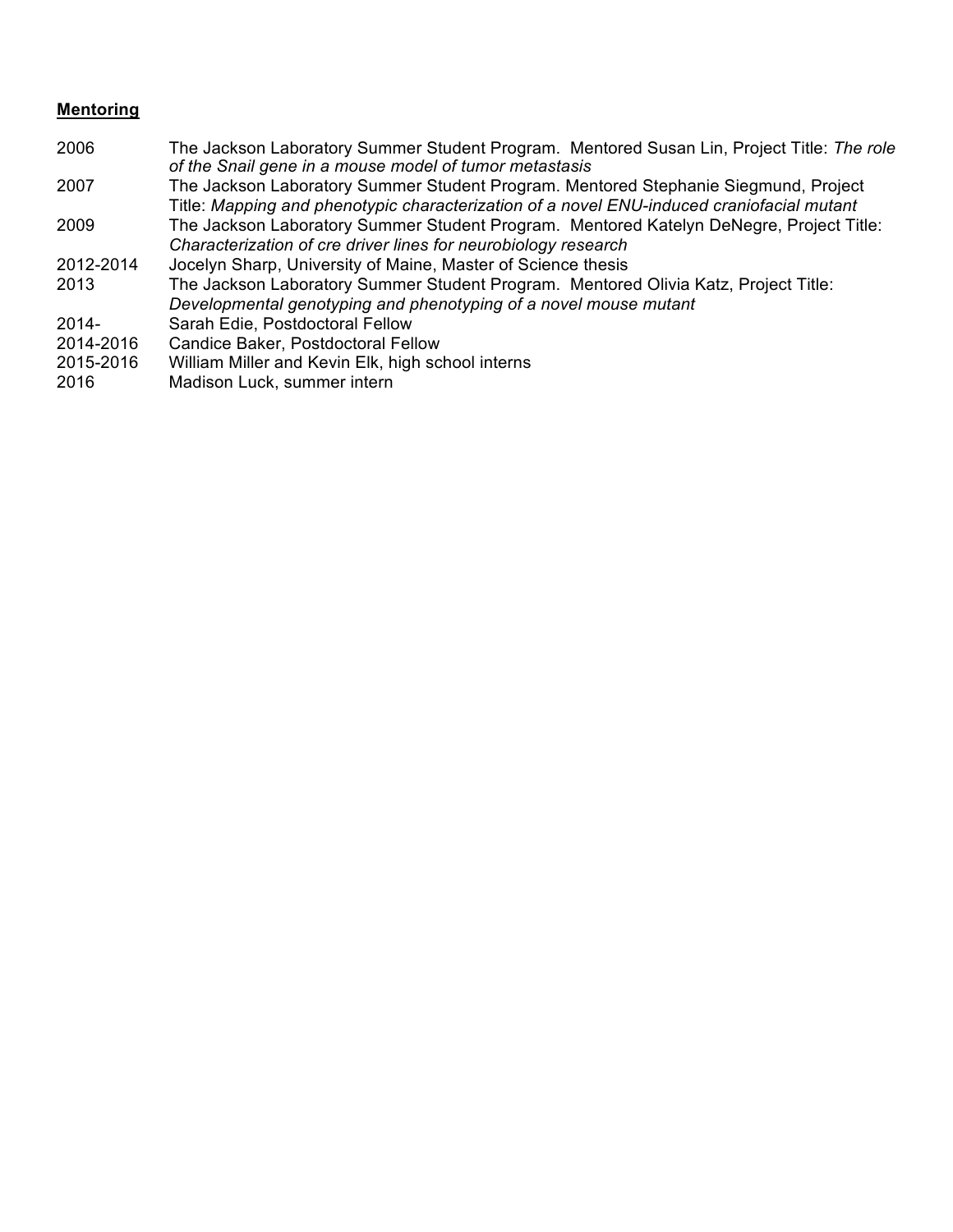**Mentoring**

| | |
|---|---|
| 2006 | The Jackson Laboratory Summer Student Program. Mentored Susan Lin, Project Title: *The role of the Snail gene in a mouse model of tumor metastasis* |
| 2007 | The Jackson Laboratory Summer Student Program. Mentored Stephanie Siegmund, Project Title: *Mapping and phenotypic characterization of a novel ENU-induced craniofacial mutant* |
| 2009 | The Jackson Laboratory Summer Student Program. Mentored Katelyn DeNegre, Project Title: *Characterization of cre driver lines for neurobiology research* |
| 2012-2014 | Jocelyn Sharp, University of Maine, Master of Science thesis |
| 2013 | The Jackson Laboratory Summer Student Program. Mentored Olivia Katz, Project Title: *Developmental genotyping and phenotyping of a novel mouse mutant* |
| 2014- | Sarah Edie, Postdoctoral Fellow |
| 2014-2016 | Candice Baker, Postdoctoral Fellow |
| 2015-2016 | William Miller and Kevin Elk, high school interns |
| 2016 | Madison Luck, summer intern |